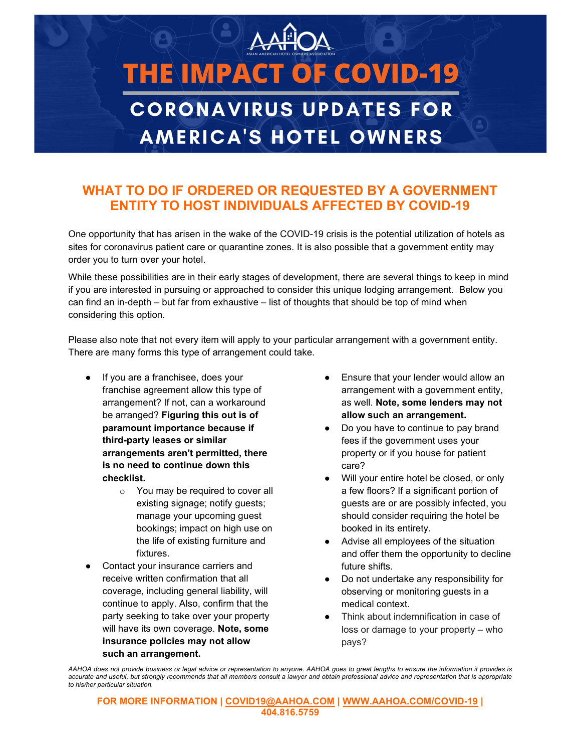AAHOA

ASIAN AMERICAN HOTEL OWNERS ASSOCIATION

# THE IMPACT OF COVID-19

## CORONAVIRUS UPDATES FOR AMERICA'S HOTEL OWNERS

## WHAT TO DO IF ORDERED OR REQUESTED BY A GOVERNMENT ENTITY TO HOST INDIVIDUALS AFFECTED BY COVID-19

One opportunity that has arisen in the wake of the COVID-19 crisis is the potential utilization of hotels as sites for coronavirus patient care or quarantine zones. It is also possible that a government entity may order you to turn over your hotel.

While these possibilities are in their early stages of development, there are several things to keep in mind if you are interested in pursuing or approached to consider this unique lodging arrangement. Below you can find an in-depth – but far from exhaustive – list of thoughts that should be top of mind when considering this option.

Please also note that not every item will apply to your particular arrangement with a government entity. There are many forms this type of arrangement could take.

- If you are a franchisee, does your franchise agreement allow this type of arrangement? If not, can a workaround be arranged? **Figuring this out is of paramount importance because if third-party leases or similar arrangements aren't permitted, there is no need to continue down this checklist.**
  - You may be required to cover all existing signage; notify guests; manage your upcoming guest bookings; impact on high use on the life of existing furniture and fixtures.
- Contact your insurance carriers and receive written confirmation that all coverage, including general liability, will continue to apply. Also, confirm that the party seeking to take over your property will have its own coverage. **Note, some insurance policies may not allow such an arrangement.**
- Ensure that your lender would allow an arrangement with a government entity, as well. **Note, some lenders may not allow such an arrangement.**
- Do you have to continue to pay brand fees if the government uses your property or if you house for patient care?
- Will your entire hotel be closed, or only a few floors? If a significant portion of guests are or are possibly infected, you should consider requiring the hotel be booked in its entirety.
- Advise all employees of the situation and offer them the opportunity to decline future shifts.
- Do not undertake any responsibility for observing or monitoring guests in a medical context.
- Think about indemnification in case of loss or damage to your property – who pays?

*AAHOA does not provide business or legal advice or representation to anyone. AAHOA goes to great lengths to ensure the information it provides is accurate and useful, but strongly recommends that all members consult a lawyer and obtain professional advice and representation that is appropriate to his/her particular situation.*

**FOR MORE INFORMATION | COVID19@AAHOA.COM | WWW.AAHOA.COM/COVID-19 | 404.816.5759**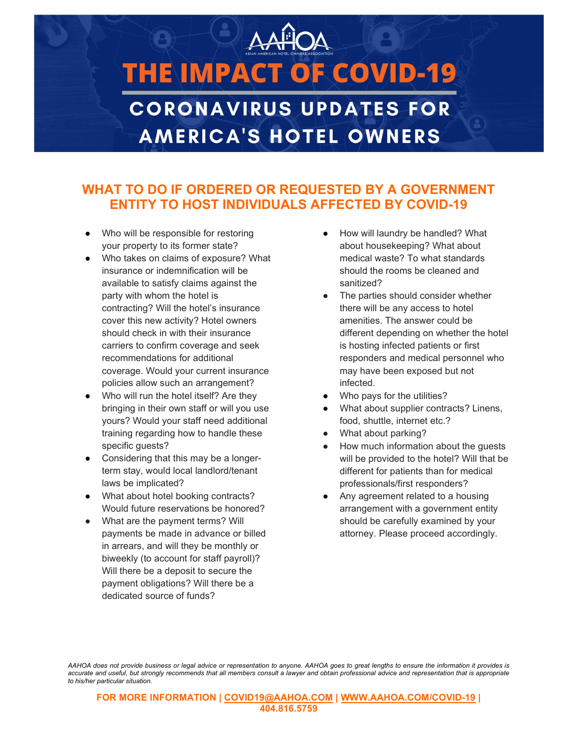# THE IMPACT OF COVID-19

## CORONAVIRUS UPDATES FOR AMERICA'S HOTEL OWNERS

### WHAT TO DO IF ORDERED OR REQUESTED BY A GOVERNMENT ENTITY TO HOST INDIVIDUALS AFFECTED BY COVID-19

- Who will be responsible for restoring your property to its former state?
- Who takes on claims of exposure? What insurance or indemnification will be available to satisfy claims against the party with whom the hotel is contracting? Will the hotel's insurance cover this new activity? Hotel owners should check in with their insurance carriers to confirm coverage and seek recommendations for additional coverage. Would your current insurance policies allow such an arrangement?
- Who will run the hotel itself? Are they bringing in their own staff or will you use yours? Would your staff need additional training regarding how to handle these specific guests?
- Considering that this may be a longer-term stay, would local landlord/tenant laws be implicated?
- What about hotel booking contracts? Would future reservations be honored?
- What are the payment terms? Will payments be made in advance or billed in arrears, and will they be monthly or biweekly (to account for staff payroll)? Will there be a deposit to secure the payment obligations? Will there be a dedicated source of funds?
- How will laundry be handled? What about housekeeping? What about medical waste? To what standards should the rooms be cleaned and sanitized?
- The parties should consider whether there will be any access to hotel amenities. The answer could be different depending on whether the hotel is hosting infected patients or first responders and medical personnel who may have been exposed but not infected.
- Who pays for the utilities?
- What about supplier contracts? Linens, food, shuttle, internet etc.?
- What about parking?
- How much information about the guests will be provided to the hotel? Will that be different for patients than for medical professionals/first responders?
- Any agreement related to a housing arrangement with a government entity should be carefully examined by your attorney. Please proceed accordingly.

*AAHOA does not provide business or legal advice or representation to anyone. AAHOA goes to great lengths to ensure the information it provides is accurate and useful, but strongly recommends that all members consult a lawyer and obtain professional advice and representation that is appropriate to his/her particular situation.*

**FOR MORE INFORMATION | COVID19@AAHOA.COM | WWW.AAHOA.COM/COVID-19 | 404.816.5759**